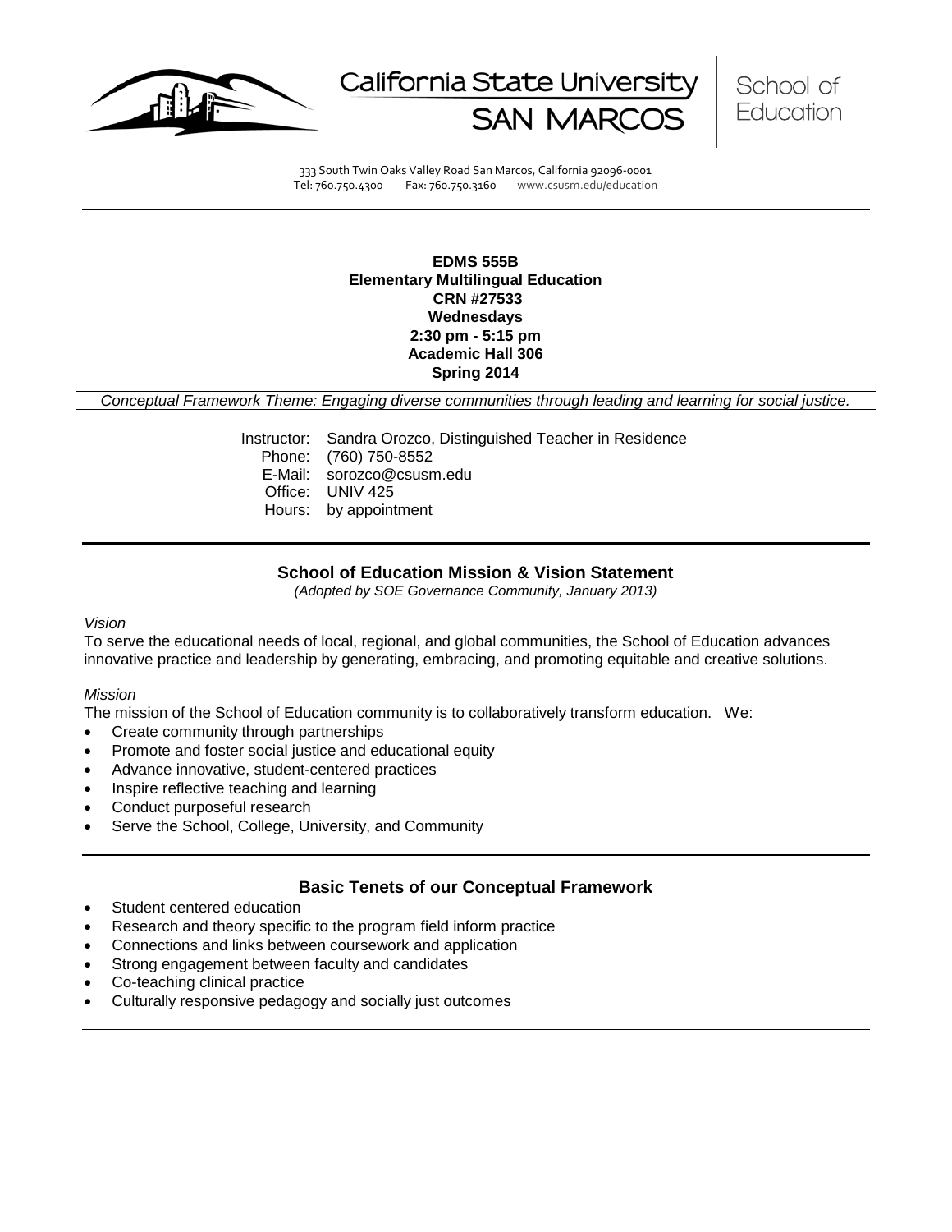California State University SAN MARCOS | School of Education

333 South Twin Oaks Valley Road San Marcos, California 92096-0001
Tel: 760.750.4300 Fax: 760.750.3160 www.csusm.edu/education

---

**EDMS 555B**
**Elementary Multilingual Education**
**CRN #27533**
**Wednesdays**
**2:30 pm - 5:15 pm**
**Academic Hall 306**
**Spring 2014**

*Conceptual Framework Theme: Engaging diverse communities through leading and learning for social justice.*

Instructor: Sandra Orozco, Distinguished Teacher in Residence
Phone: (760) 750-8552
E-Mail: sorozco@csusm.edu
Office: UNIV 425
Hours: by appointment

---

## School of Education Mission & Vision Statement

*(Adopted by SOE Governance Community, January 2013)*

*Vision*

To serve the educational needs of local, regional, and global communities, the School of Education advances innovative practice and leadership by generating, embracing, and promoting equitable and creative solutions.

*Mission*

The mission of the School of Education community is to collaboratively transform education. We:

- Create community through partnerships
- Promote and foster social justice and educational equity
- Advance innovative, student-centered practices
- Inspire reflective teaching and learning
- Conduct purposeful research
- Serve the School, College, University, and Community

---

## Basic Tenets of our Conceptual Framework

- Student centered education
- Research and theory specific to the program field inform practice
- Connections and links between coursework and application
- Strong engagement between faculty and candidates
- Co-teaching clinical practice
- Culturally responsive pedagogy and socially just outcomes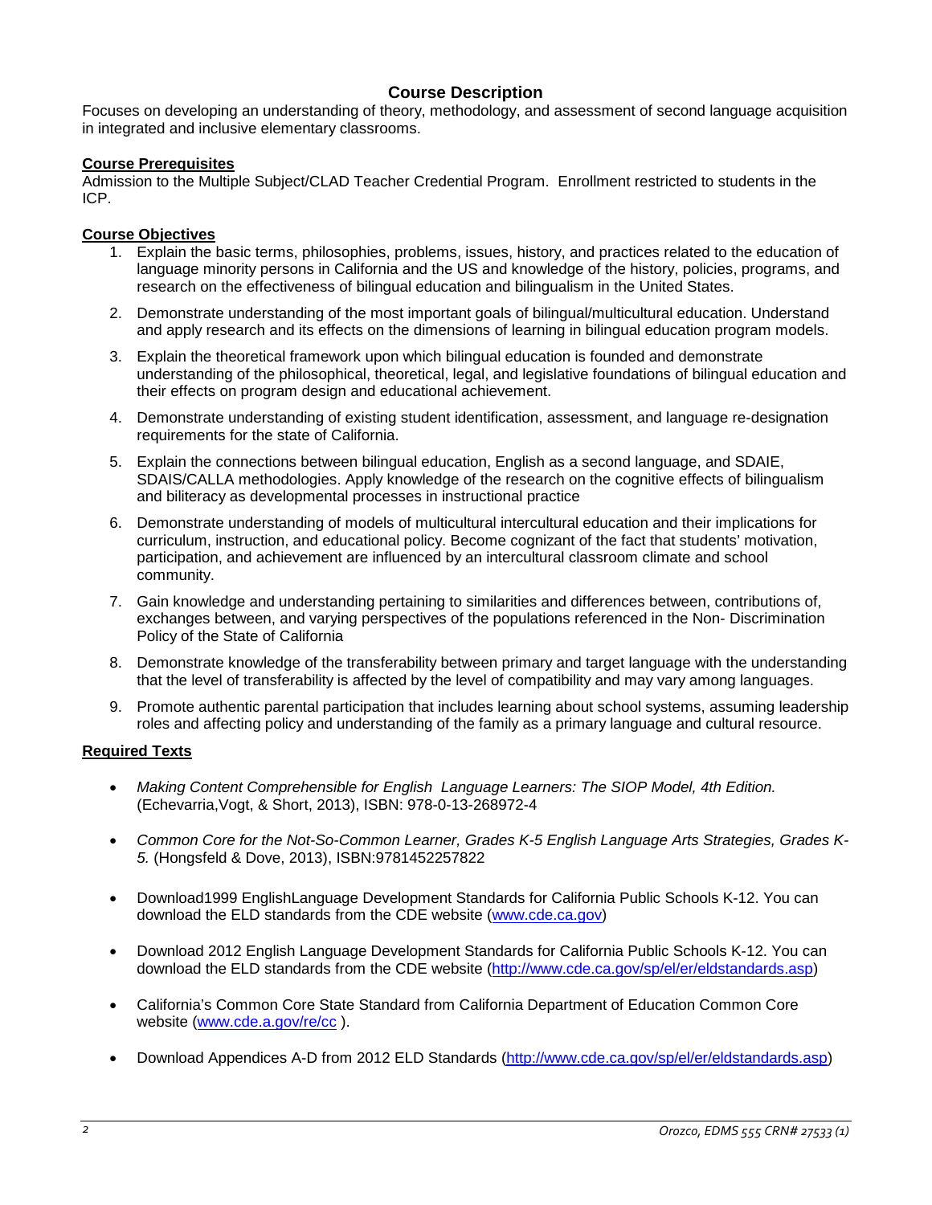## Course Description

Focuses on developing an understanding of theory, methodology, and assessment of second language acquisition in integrated and inclusive elementary classrooms.

**Course Prerequisites**

Admission to the Multiple Subject/CLAD Teacher Credential Program. Enrollment restricted to students in the ICP.

**Course Objectives**

1. Explain the basic terms, philosophies, problems, issues, history, and practices related to the education of language minority persons in California and the US and knowledge of the history, policies, programs, and research on the effectiveness of bilingual education and bilingualism in the United States.
2. Demonstrate understanding of the most important goals of bilingual/multicultural education. Understand and apply research and its effects on the dimensions of learning in bilingual education program models.
3. Explain the theoretical framework upon which bilingual education is founded and demonstrate understanding of the philosophical, theoretical, legal, and legislative foundations of bilingual education and their effects on program design and educational achievement.
4. Demonstrate understanding of existing student identification, assessment, and language re-designation requirements for the state of California.
5. Explain the connections between bilingual education, English as a second language, and SDAIE, SDAIS/CALLA methodologies. Apply knowledge of the research on the cognitive effects of bilingualism and biliteracy as developmental processes in instructional practice
6. Demonstrate understanding of models of multicultural intercultural education and their implications for curriculum, instruction, and educational policy. Become cognizant of the fact that students' motivation, participation, and achievement are influenced by an intercultural classroom climate and school community.
7. Gain knowledge and understanding pertaining to similarities and differences between, contributions of, exchanges between, and varying perspectives of the populations referenced in the Non- Discrimination Policy of the State of California
8. Demonstrate knowledge of the transferability between primary and target language with the understanding that the level of transferability is affected by the level of compatibility and may vary among languages.
9. Promote authentic parental participation that includes learning about school systems, assuming leadership roles and affecting policy and understanding of the family as a primary language and cultural resource.

**Required Texts**

- *Making Content Comprehensible for English Language Learners: The SIOP Model, 4th Edition.* (Echevarria,Vogt, & Short, 2013), ISBN: 978-0-13-268972-4
- *Common Core for the Not-So-Common Learner, Grades K-5 English Language Arts Strategies, Grades K-5.* (Hongsfeld & Dove, 2013), ISBN:9781452257822
- Download1999 EnglishLanguage Development Standards for California Public Schools K-12. You can download the ELD standards from the CDE website (www.cde.ca.gov)
- Download 2012 English Language Development Standards for California Public Schools K-12. You can download the ELD standards from the CDE website (http://www.cde.ca.gov/sp/el/er/eldstandards.asp)
- California's Common Core State Standard from California Department of Education Common Core website (www.cde.a.gov/re/cc ).
- Download Appendices A-D from 2012 ELD Standards (http://www.cde.ca.gov/sp/el/er/eldstandards.asp)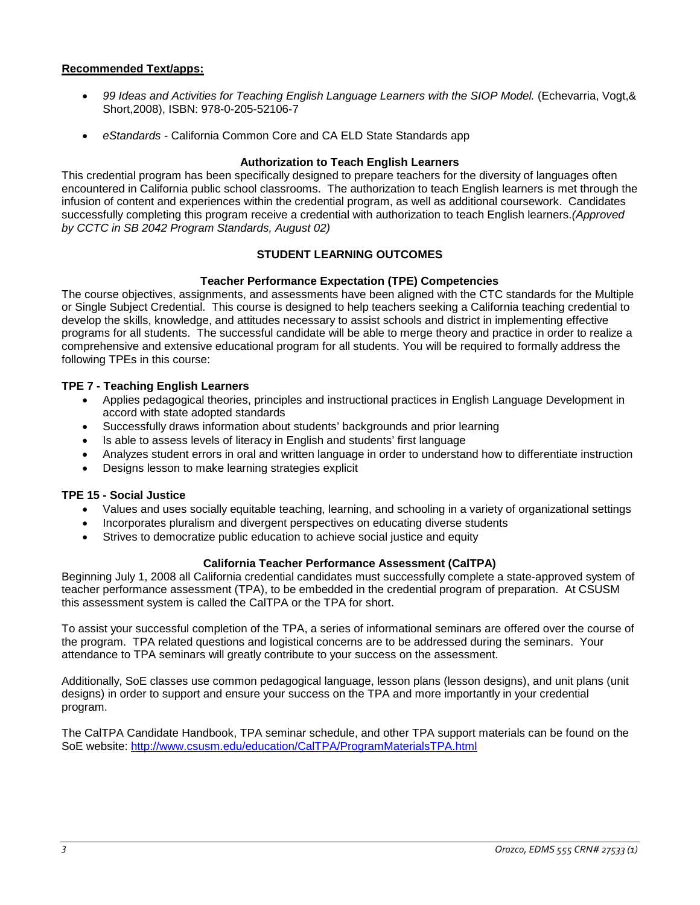**Recommended Text/apps:**

- *99 Ideas and Activities for Teaching English Language Learners with the SIOP Model.* (Echevarria, Vogt,& Short,2008), ISBN: 978-0-205-52106-7
- *eStandards* - California Common Core and CA ELD State Standards app

### Authorization to Teach English Learners

This credential program has been specifically designed to prepare teachers for the diversity of languages often encountered in California public school classrooms. The authorization to teach English learners is met through the infusion of content and experiences within the credential program, as well as additional coursework. Candidates successfully completing this program receive a credential with authorization to teach English learners.*(Approved by CCTC in SB 2042 Program Standards, August 02)*

## STUDENT LEARNING OUTCOMES

### Teacher Performance Expectation (TPE) Competencies

The course objectives, assignments, and assessments have been aligned with the CTC standards for the Multiple or Single Subject Credential. This course is designed to help teachers seeking a California teaching credential to develop the skills, knowledge, and attitudes necessary to assist schools and district in implementing effective programs for all students. The successful candidate will be able to merge theory and practice in order to realize a comprehensive and extensive educational program for all students. You will be required to formally address the following TPEs in this course:

**TPE 7 - Teaching English Learners**

- Applies pedagogical theories, principles and instructional practices in English Language Development in accord with state adopted standards
- Successfully draws information about students' backgrounds and prior learning
- Is able to assess levels of literacy in English and students' first language
- Analyzes student errors in oral and written language in order to understand how to differentiate instruction
- Designs lesson to make learning strategies explicit

**TPE 15 - Social Justice**

- Values and uses socially equitable teaching, learning, and schooling in a variety of organizational settings
- Incorporates pluralism and divergent perspectives on educating diverse students
- Strives to democratize public education to achieve social justice and equity

### California Teacher Performance Assessment (CalTPA)

Beginning July 1, 2008 all California credential candidates must successfully complete a state-approved system of teacher performance assessment (TPA), to be embedded in the credential program of preparation. At CSUSM this assessment system is called the CalTPA or the TPA for short.

To assist your successful completion of the TPA, a series of informational seminars are offered over the course of the program. TPA related questions and logistical concerns are to be addressed during the seminars. Your attendance to TPA seminars will greatly contribute to your success on the assessment.

Additionally, SoE classes use common pedagogical language, lesson plans (lesson designs), and unit plans (unit designs) in order to support and ensure your success on the TPA and more importantly in your credential program.

The CalTPA Candidate Handbook, TPA seminar schedule, and other TPA support materials can be found on the SoE website: [http://www.csusm.edu/education/CalTPA/ProgramMaterialsTPA.html](http://www.csusm.edu/education/CalTPA/ProgramMaterialsTPA.html)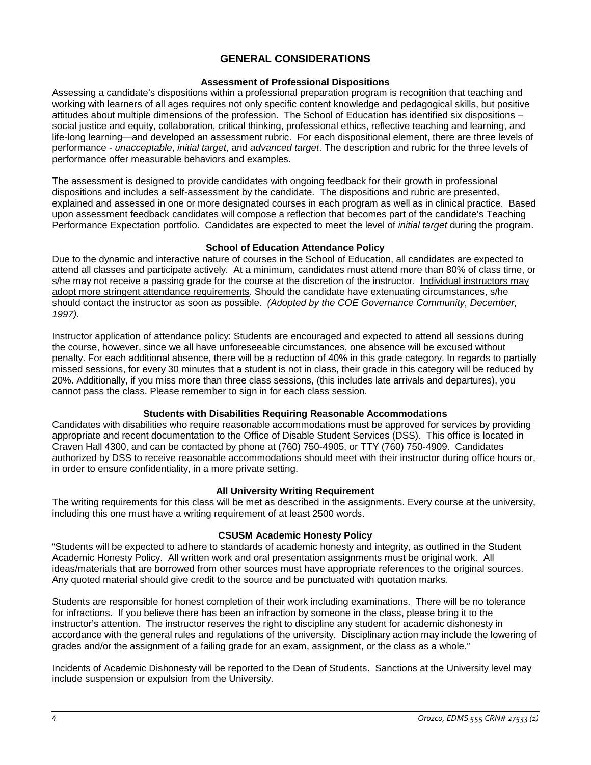# GENERAL CONSIDERATIONS

### Assessment of Professional Dispositions

Assessing a candidate's dispositions within a professional preparation program is recognition that teaching and working with learners of all ages requires not only specific content knowledge and pedagogical skills, but positive attitudes about multiple dimensions of the profession. The School of Education has identified six dispositions – social justice and equity, collaboration, critical thinking, professional ethics, reflective teaching and learning, and life-long learning—and developed an assessment rubric. For each dispositional element, there are three levels of performance - *unacceptable*, *initial target*, and *advanced target*. The description and rubric for the three levels of performance offer measurable behaviors and examples.

The assessment is designed to provide candidates with ongoing feedback for their growth in professional dispositions and includes a self-assessment by the candidate. The dispositions and rubric are presented, explained and assessed in one or more designated courses in each program as well as in clinical practice. Based upon assessment feedback candidates will compose a reflection that becomes part of the candidate's Teaching Performance Expectation portfolio. Candidates are expected to meet the level of *initial target* during the program.

### School of Education Attendance Policy

Due to the dynamic and interactive nature of courses in the School of Education, all candidates are expected to attend all classes and participate actively. At a minimum, candidates must attend more than 80% of class time, or s/he may not receive a passing grade for the course at the discretion of the instructor. <u>Individual instructors may adopt more stringent attendance requirements</u>. Should the candidate have extenuating circumstances, s/he should contact the instructor as soon as possible. *(Adopted by the COE Governance Community, December, 1997).*

Instructor application of attendance policy: Students are encouraged and expected to attend all sessions during the course, however, since we all have unforeseeable circumstances, one absence will be excused without penalty. For each additional absence, there will be a reduction of 40% in this grade category. In regards to partially missed sessions, for every 30 minutes that a student is not in class, their grade in this category will be reduced by 20%. Additionally, if you miss more than three class sessions, (this includes late arrivals and departures), you cannot pass the class. Please remember to sign in for each class session.

### Students with Disabilities Requiring Reasonable Accommodations

Candidates with disabilities who require reasonable accommodations must be approved for services by providing appropriate and recent documentation to the Office of Disable Student Services (DSS). This office is located in Craven Hall 4300, and can be contacted by phone at (760) 750-4905, or TTY (760) 750-4909. Candidates authorized by DSS to receive reasonable accommodations should meet with their instructor during office hours or, in order to ensure confidentiality, in a more private setting.

### All University Writing Requirement

The writing requirements for this class will be met as described in the assignments. Every course at the university, including this one must have a writing requirement of at least 2500 words.

### CSUSM Academic Honesty Policy

"Students will be expected to adhere to standards of academic honesty and integrity, as outlined in the Student Academic Honesty Policy. All written work and oral presentation assignments must be original work. All ideas/materials that are borrowed from other sources must have appropriate references to the original sources. Any quoted material should give credit to the source and be punctuated with quotation marks.

Students are responsible for honest completion of their work including examinations. There will be no tolerance for infractions. If you believe there has been an infraction by someone in the class, please bring it to the instructor's attention. The instructor reserves the right to discipline any student for academic dishonesty in accordance with the general rules and regulations of the university. Disciplinary action may include the lowering of grades and/or the assignment of a failing grade for an exam, assignment, or the class as a whole."

Incidents of Academic Dishonesty will be reported to the Dean of Students. Sanctions at the University level may include suspension or expulsion from the University.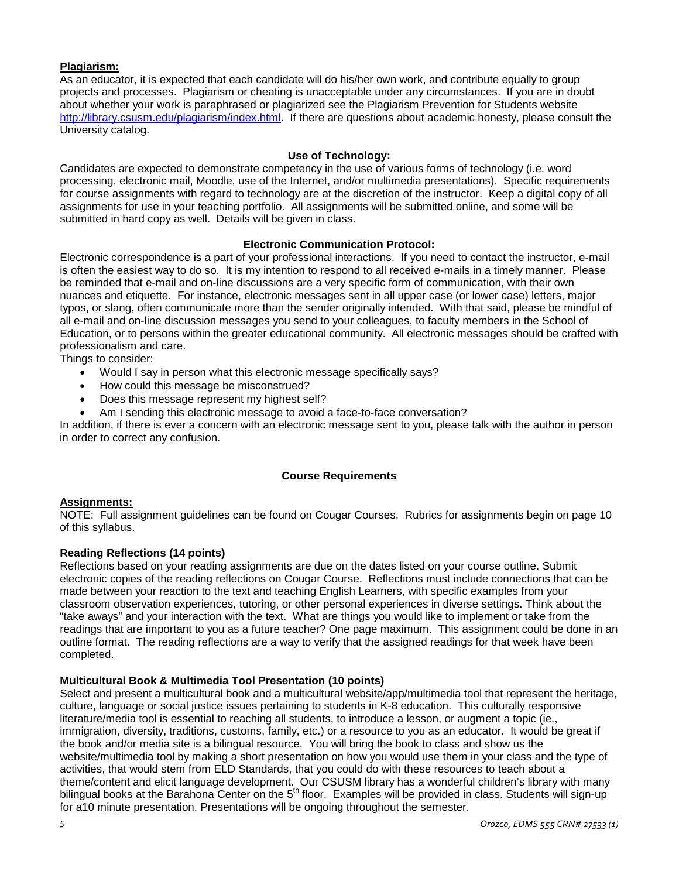**Plagiarism:**

As an educator, it is expected that each candidate will do his/her own work, and contribute equally to group projects and processes. Plagiarism or cheating is unacceptable under any circumstances. If you are in doubt about whether your work is paraphrased or plagiarized see the Plagiarism Prevention for Students website http://library.csusm.edu/plagiarism/index.html. If there are questions about academic honesty, please consult the University catalog.

### Use of Technology:

Candidates are expected to demonstrate competency in the use of various forms of technology (i.e. word processing, electronic mail, Moodle, use of the Internet, and/or multimedia presentations). Specific requirements for course assignments with regard to technology are at the discretion of the instructor. Keep a digital copy of all assignments for use in your teaching portfolio. All assignments will be submitted online, and some will be submitted in hard copy as well. Details will be given in class.

### Electronic Communication Protocol:

Electronic correspondence is a part of your professional interactions. If you need to contact the instructor, e-mail is often the easiest way to do so. It is my intention to respond to all received e-mails in a timely manner. Please be reminded that e-mail and on-line discussions are a very specific form of communication, with their own nuances and etiquette. For instance, electronic messages sent in all upper case (or lower case) letters, major typos, or slang, often communicate more than the sender originally intended. With that said, please be mindful of all e-mail and on-line discussion messages you send to your colleagues, to faculty members in the School of Education, or to persons within the greater educational community. All electronic messages should be crafted with professionalism and care.

Things to consider:

- Would I say in person what this electronic message specifically says?
- How could this message be misconstrued?
- Does this message represent my highest self?
- Am I sending this electronic message to avoid a face-to-face conversation?

In addition, if there is ever a concern with an electronic message sent to you, please talk with the author in person in order to correct any confusion.

## Course Requirements

**Assignments:**

NOTE: Full assignment guidelines can be found on Cougar Courses. Rubrics for assignments begin on page 10 of this syllabus.

**Reading Reflections (14 points)**

Reflections based on your reading assignments are due on the dates listed on your course outline. Submit electronic copies of the reading reflections on Cougar Course. Reflections must include connections that can be made between your reaction to the text and teaching English Learners, with specific examples from your classroom observation experiences, tutoring, or other personal experiences in diverse settings. Think about the "take aways" and your interaction with the text. What are things you would like to implement or take from the readings that are important to you as a future teacher? One page maximum. This assignment could be done in an outline format. The reading reflections are a way to verify that the assigned readings for that week have been completed.

**Multicultural Book & Multimedia Tool Presentation (10 points)**

Select and present a multicultural book and a multicultural website/app/multimedia tool that represent the heritage, culture, language or social justice issues pertaining to students in K-8 education. This culturally responsive literature/media tool is essential to reaching all students, to introduce a lesson, or augment a topic (ie., immigration, diversity, traditions, customs, family, etc.) or a resource to you as an educator. It would be great if the book and/or media site is a bilingual resource. You will bring the book to class and show us the website/multimedia tool by making a short presentation on how you would use them in your class and the type of activities, that would stem from ELD Standards, that you could do with these resources to teach about a theme/content and elicit language development. Our CSUSM library has a wonderful children's library with many bilingual books at the Barahona Center on the 5th floor. Examples will be provided in class. Students will sign-up for a10 minute presentation. Presentations will be ongoing throughout the semester.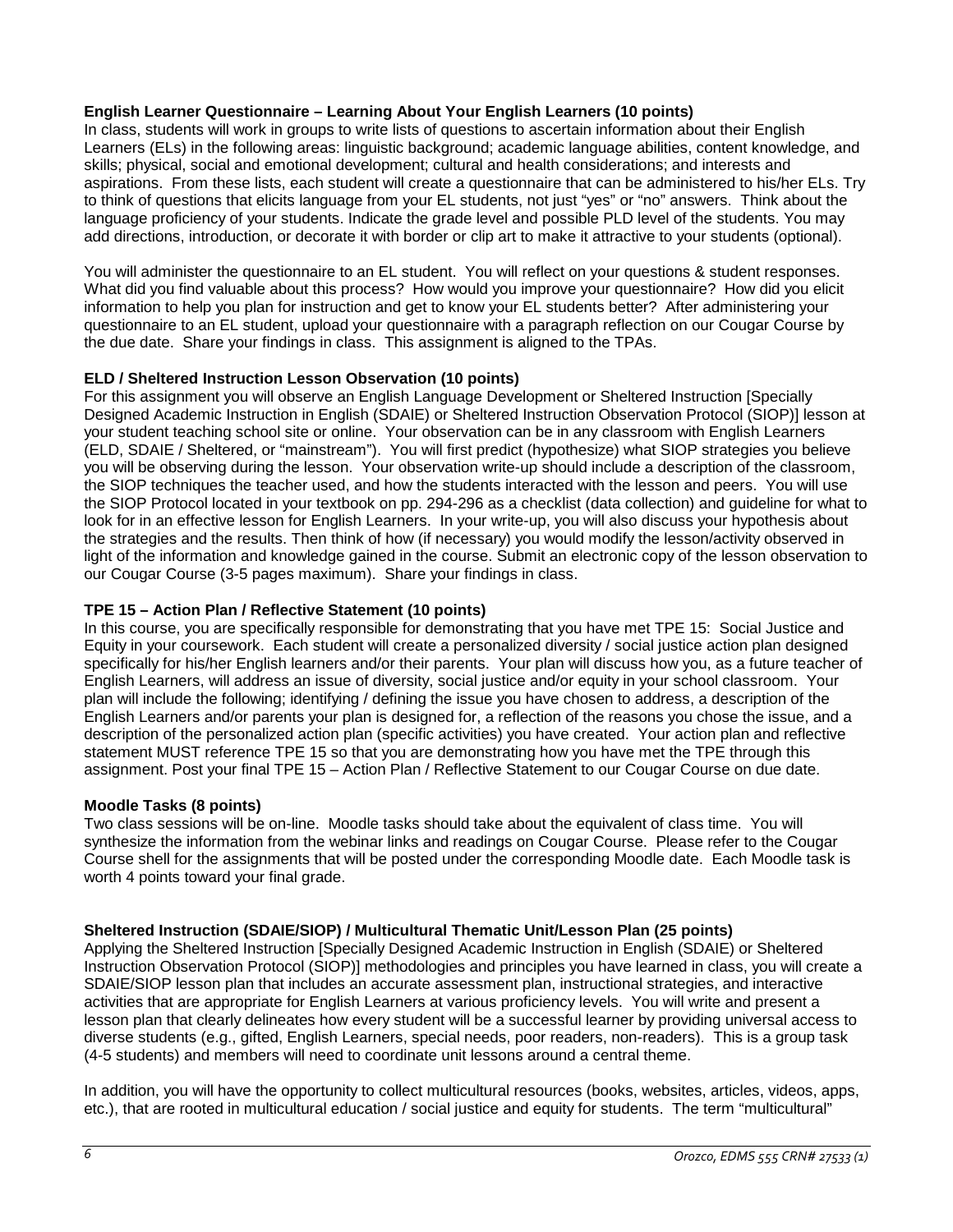**English Learner Questionnaire – Learning About Your English Learners (10 points)**
In class, students will work in groups to write lists of questions to ascertain information about their English Learners (ELs) in the following areas: linguistic background; academic language abilities, content knowledge, and skills; physical, social and emotional development; cultural and health considerations; and interests and aspirations. From these lists, each student will create a questionnaire that can be administered to his/her ELs. Try to think of questions that elicits language from your EL students, not just "yes" or "no" answers. Think about the language proficiency of your students. Indicate the grade level and possible PLD level of the students. You may add directions, introduction, or decorate it with border or clip art to make it attractive to your students (optional).

You will administer the questionnaire to an EL student. You will reflect on your questions & student responses. What did you find valuable about this process? How would you improve your questionnaire? How did you elicit information to help you plan for instruction and get to know your EL students better? After administering your questionnaire to an EL student, upload your questionnaire with a paragraph reflection on our Cougar Course by the due date. Share your findings in class. This assignment is aligned to the TPAs.

**ELD / Sheltered Instruction Lesson Observation (10 points)**
For this assignment you will observe an English Language Development or Sheltered Instruction [Specially Designed Academic Instruction in English (SDAIE) or Sheltered Instruction Observation Protocol (SIOP)] lesson at your student teaching school site or online. Your observation can be in any classroom with English Learners (ELD, SDAIE / Sheltered, or "mainstream"). You will first predict (hypothesize) what SIOP strategies you believe you will be observing during the lesson. Your observation write-up should include a description of the classroom, the SIOP techniques the teacher used, and how the students interacted with the lesson and peers. You will use the SIOP Protocol located in your textbook on pp. 294-296 as a checklist (data collection) and guideline for what to look for in an effective lesson for English Learners. In your write-up, you will also discuss your hypothesis about the strategies and the results. Then think of how (if necessary) you would modify the lesson/activity observed in light of the information and knowledge gained in the course. Submit an electronic copy of the lesson observation to our Cougar Course (3-5 pages maximum). Share your findings in class.

**TPE 15 – Action Plan / Reflective Statement (10 points)**
In this course, you are specifically responsible for demonstrating that you have met TPE 15: Social Justice and Equity in your coursework. Each student will create a personalized diversity / social justice action plan designed specifically for his/her English learners and/or their parents. Your plan will discuss how you, as a future teacher of English Learners, will address an issue of diversity, social justice and/or equity in your school classroom. Your plan will include the following; identifying / defining the issue you have chosen to address, a description of the English Learners and/or parents your plan is designed for, a reflection of the reasons you chose the issue, and a description of the personalized action plan (specific activities) you have created. Your action plan and reflective statement MUST reference TPE 15 so that you are demonstrating how you have met the TPE through this assignment. Post your final TPE 15 – Action Plan / Reflective Statement to our Cougar Course on due date.

**Moodle Tasks (8 points)**
Two class sessions will be on-line. Moodle tasks should take about the equivalent of class time. You will synthesize the information from the webinar links and readings on Cougar Course. Please refer to the Cougar Course shell for the assignments that will be posted under the corresponding Moodle date. Each Moodle task is worth 4 points toward your final grade.

**Sheltered Instruction (SDAIE/SIOP) / Multicultural Thematic Unit/Lesson Plan (25 points)**
Applying the Sheltered Instruction [Specially Designed Academic Instruction in English (SDAIE) or Sheltered Instruction Observation Protocol (SIOP)] methodologies and principles you have learned in class, you will create a SDAIE/SIOP lesson plan that includes an accurate assessment plan, instructional strategies, and interactive activities that are appropriate for English Learners at various proficiency levels. You will write and present a lesson plan that clearly delineates how every student will be a successful learner by providing universal access to diverse students (e.g., gifted, English Learners, special needs, poor readers, non-readers). This is a group task (4-5 students) and members will need to coordinate unit lessons around a central theme.

In addition, you will have the opportunity to collect multicultural resources (books, websites, articles, videos, apps, etc.), that are rooted in multicultural education / social justice and equity for students. The term "multicultural"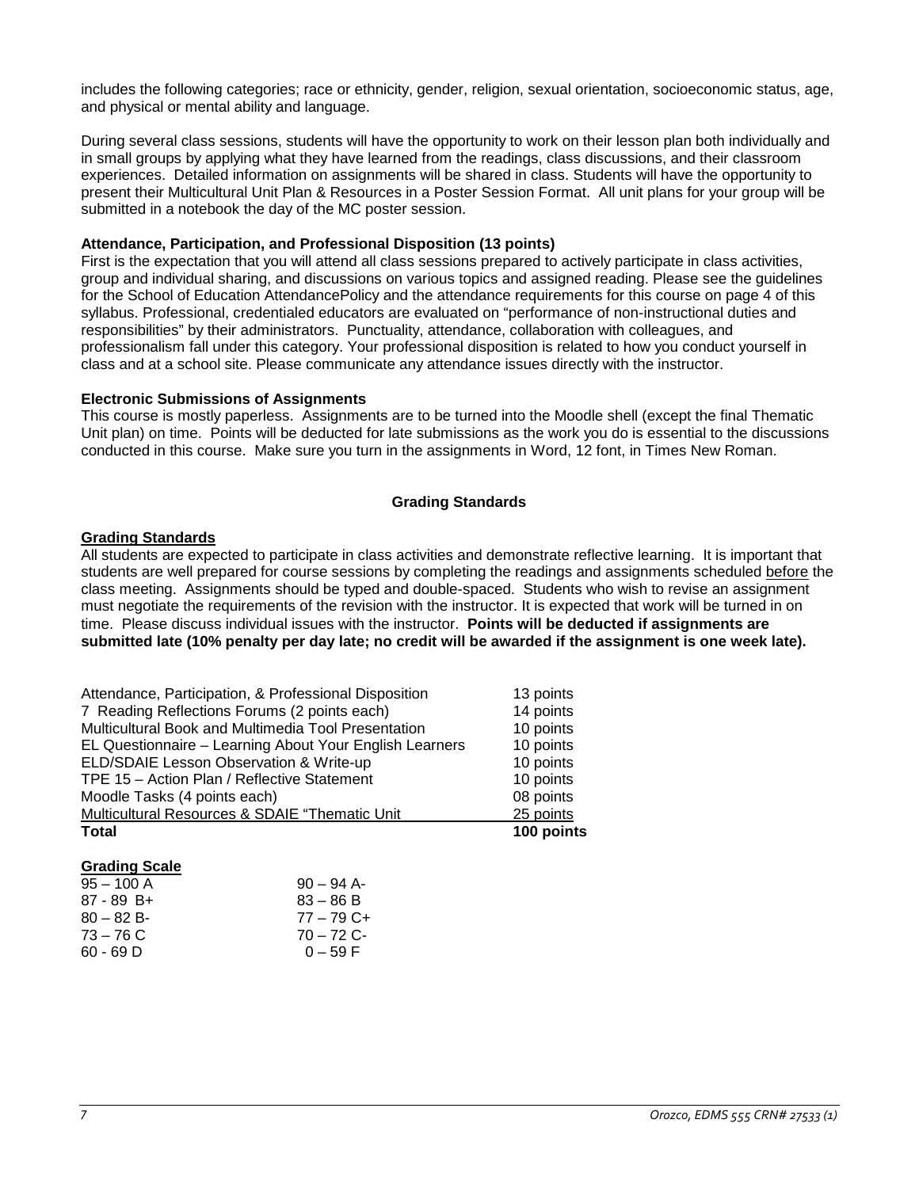includes the following categories; race or ethnicity, gender, religion, sexual orientation, socioeconomic status, age, and physical or mental ability and language.

During several class sessions, students will have the opportunity to work on their lesson plan both individually and in small groups by applying what they have learned from the readings, class discussions, and their classroom experiences. Detailed information on assignments will be shared in class. Students will have the opportunity to present their Multicultural Unit Plan & Resources in a Poster Session Format. All unit plans for your group will be submitted in a notebook the day of the MC poster session.

**Attendance, Participation, and Professional Disposition (13 points)**

First is the expectation that you will attend all class sessions prepared to actively participate in class activities, group and individual sharing, and discussions on various topics and assigned reading. Please see the guidelines for the School of Education AttendancePolicy and the attendance requirements for this course on page 4 of this syllabus. Professional, credentialed educators are evaluated on "performance of non-instructional duties and responsibilities" by their administrators. Punctuality, attendance, collaboration with colleagues, and professionalism fall under this category. Your professional disposition is related to how you conduct yourself in class and at a school site. Please communicate any attendance issues directly with the instructor.

**Electronic Submissions of Assignments**

This course is mostly paperless. Assignments are to be turned into the Moodle shell (except the final Thematic Unit plan) on time. Points will be deducted for late submissions as the work you do is essential to the discussions conducted in this course. Make sure you turn in the assignments in Word, 12 font, in Times New Roman.

## Grading Standards

**Grading Standards**

All students are expected to participate in class activities and demonstrate reflective learning. It is important that students are well prepared for course sessions by completing the readings and assignments scheduled before the class meeting. Assignments should be typed and double-spaced. Students who wish to revise an assignment must negotiate the requirements of the revision with the instructor. It is expected that work will be turned in on time. Please discuss individual issues with the instructor. **Points will be deducted if assignments are submitted late (10% penalty per day late; no credit will be awarded if the assignment is one week late).**

| Assignment | Points |
|---|---|
| Attendance, Participation, & Professional Disposition | 13 points |
| 7 Reading Reflections Forums (2 points each) | 14 points |
| Multicultural Book and Multimedia Tool Presentation | 10 points |
| EL Questionnaire – Learning About Your English Learners | 10 points |
| ELD/SDAIE Lesson Observation & Write-up | 10 points |
| TPE 15 – Action Plan / Reflective Statement | 10 points |
| Moodle Tasks (4 points each) | 08 points |
| Multicultural Resources & SDAIE "Thematic Unit | 25 points |
| **Total** | **100 points** |

**Grading Scale**

| | |
|---|---|
| 95 – 100 A | 90 – 94 A- |
| 87 - 89 B+ | 83 – 86 B |
| 80 – 82 B- | 77 – 79 C+ |
| 73 – 76 C | 70 – 72 C- |
| 60 - 69 D | 0 – 59 F |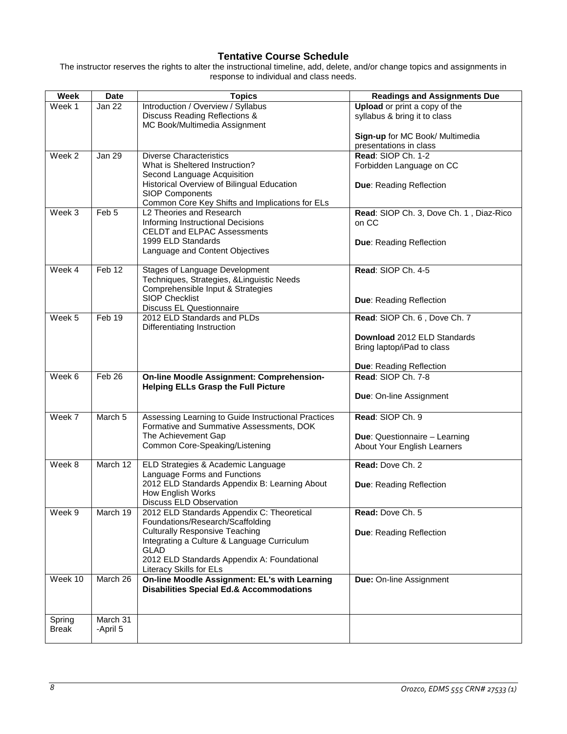## Tentative Course Schedule

The instructor reserves the rights to alter the instructional timeline, add, delete, and/or change topics and assignments in response to individual and class needs.

| Week | Date | Topics | Readings and Assignments Due |
|---|---|---|---|
| Week 1 | Jan 22 | Introduction / Overview / Syllabus<br>Discuss Reading Reflections &<br>MC Book/Multimedia Assignment | **Upload** or print a copy of the syllabus & bring it to class<br><br>**Sign-up** for MC Book/ Multimedia presentations in class |
| Week 2 | Jan 29 | Diverse Characteristics<br>What is Sheltered Instruction?<br>Second Language Acquisition<br>Historical Overview of Bilingual Education<br>SIOP Components<br>Common Core Key Shifts and Implications for ELs | **Read**: SIOP Ch. 1-2<br>Forbidden Language on CC<br><br>**Due**: Reading Reflection |
| Week 3 | Feb 5 | L2 Theories and Research<br>Informing Instructional Decisions<br>CELDT and ELPAC Assessments<br>1999 ELD Standards<br>Language and Content Objectives | **Read**: SIOP Ch. 3, Dove Ch. 1 , Diaz-Rico on CC<br><br>**Due**: Reading Reflection |
| Week 4 | Feb 12 | Stages of Language Development<br>Techniques, Strategies, &Linguistic Needs<br>Comprehensible Input & Strategies<br>SIOP Checklist<br>Discuss EL Questionnaire | **Read**: SIOP Ch. 4-5<br><br>**Due**: Reading Reflection |
| Week 5 | Feb 19 | 2012 ELD Standards and PLDs<br>Differentiating Instruction | **Read**: SIOP Ch. 6 , Dove Ch. 7<br><br>**Download** 2012 ELD Standards<br>Bring laptop/iPad to class<br><br>**Due**: Reading Reflection |
| Week 6 | Feb 26 | **On-line Moodle Assignment: Comprehension-Helping ELLs Grasp the Full Picture** | **Read**: SIOP Ch. 7-8<br><br>**Due**: On-line Assignment |
| Week 7 | March 5 | Assessing Learning to Guide Instructional Practices<br>Formative and Summative Assessments, DOK<br>The Achievement Gap<br>Common Core-Speaking/Listening | **Read**: SIOP Ch. 9<br><br>**Due**: Questionnaire – Learning About Your English Learners |
| Week 8 | March 12 | ELD Strategies & Academic Language<br>Language Forms and Functions<br>2012 ELD Standards Appendix B: Learning About How English Works<br>Discuss ELD Observation | **Read:** Dove Ch. 2<br><br>**Due**: Reading Reflection |
| Week 9 | March 19 | 2012 ELD Standards Appendix C: Theoretical Foundations/Research/Scaffolding<br>Culturally Responsive Teaching<br>Integrating a Culture & Language Curriculum<br>GLAD<br>2012 ELD Standards Appendix A: Foundational Literacy Skills for ELs | **Read:** Dove Ch. 5<br><br>**Due**: Reading Reflection |
| Week 10 | March 26 | **On-line Moodle Assignment: EL's with Learning Disabilities Special Ed.& Accommodations** | **Due:** On-line Assignment |
| Spring Break | March 31 -April 5 | | |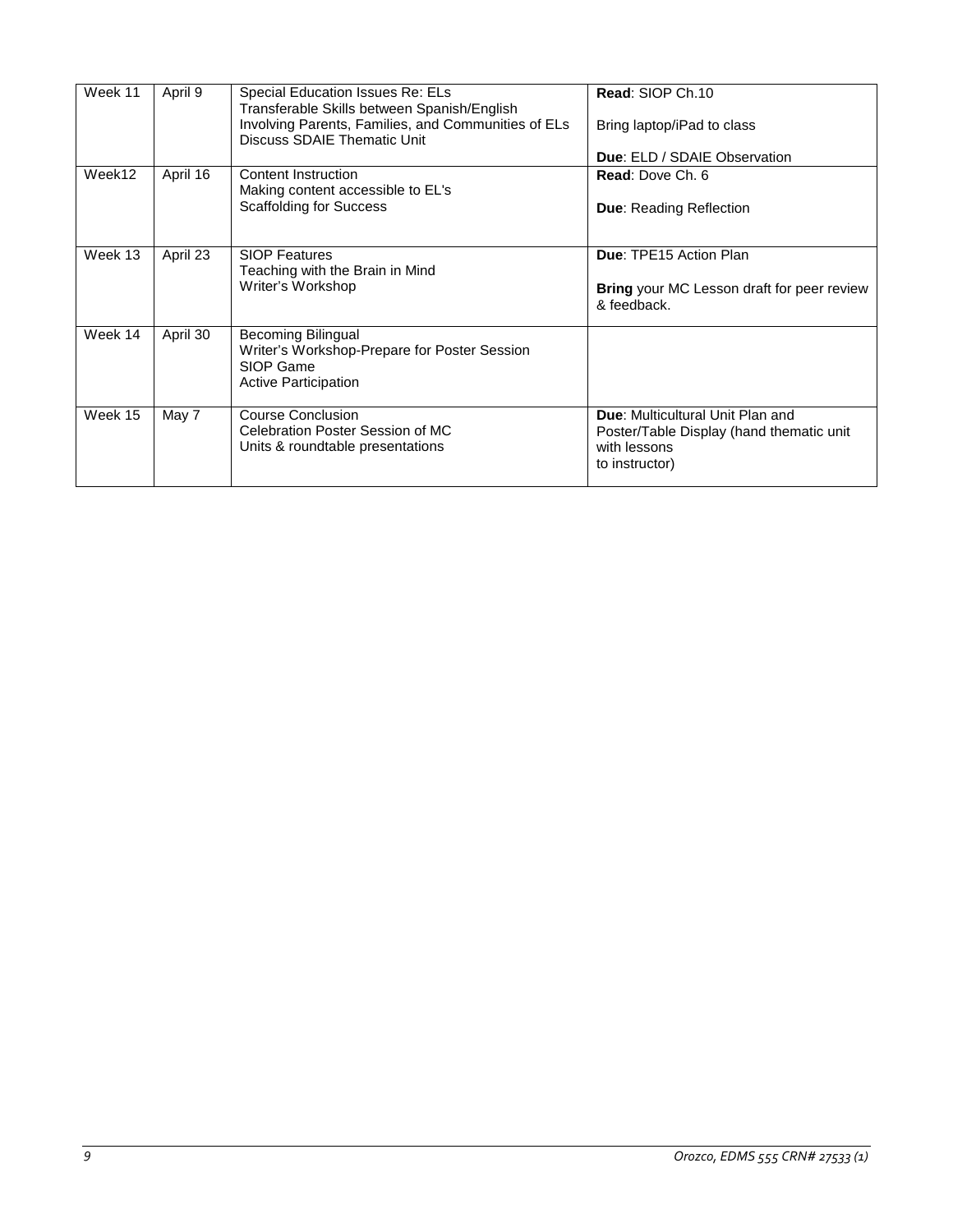| Week 11 | April 9 | Special Education Issues Re: ELs<br>Transferable Skills between Spanish/English<br>Involving Parents, Families, and Communities of ELs<br>Discuss SDAIE Thematic Unit | **Read**: SIOP Ch.10<br><br>Bring laptop/iPad to class<br><br>**Due**: ELD / SDAIE Observation |
|---|---|---|---|
| Week12 | April 16 | Content Instruction<br>Making content accessible to EL's<br>Scaffolding for Success | **Read**: Dove Ch. 6<br><br>**Due**: Reading Reflection |
| Week 13 | April 23 | SIOP Features<br>Teaching with the Brain in Mind<br>Writer's Workshop | **Due**: TPE15 Action Plan<br><br>**Bring** your MC Lesson draft for peer review & feedback. |
| Week 14 | April 30 | Becoming Bilingual<br>Writer's Workshop-Prepare for Poster Session<br>SIOP Game<br>Active Participation | |
| Week 15 | May 7 | Course Conclusion<br>Celebration Poster Session of MC Units & roundtable presentations | **Due**: Multicultural Unit Plan and Poster/Table Display (hand thematic unit with lessons to instructor) |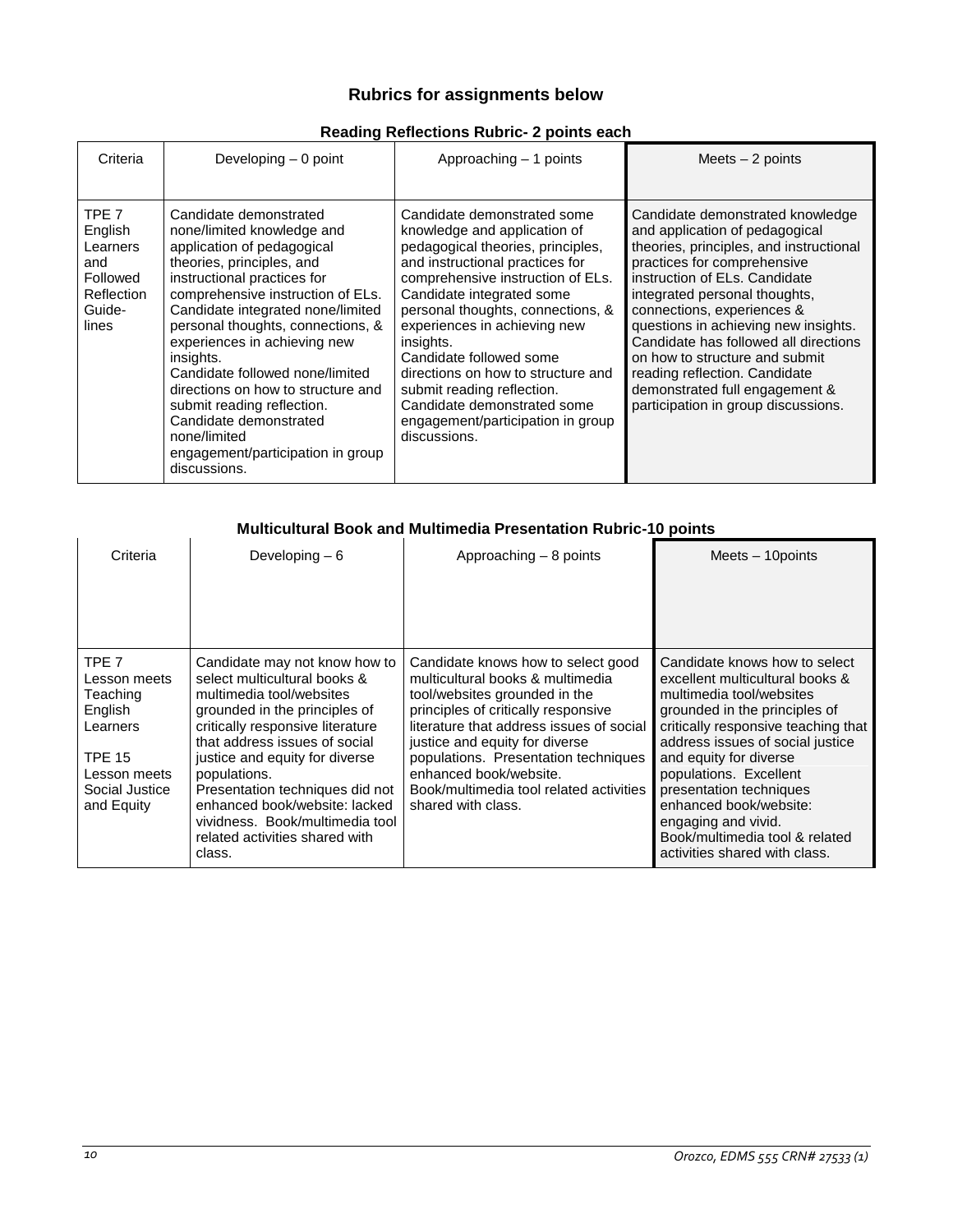## Rubrics for assignments below

### Reading Reflections Rubric- 2 points each

| Criteria | Developing – 0 point | Approaching – 1 points | Meets – 2 points |
|---|---|---|---|
| TPE 7 English Learners and Followed Reflection Guide-lines | Candidate demonstrated none/limited knowledge and application of pedagogical theories, principles, and instructional practices for comprehensive instruction of ELs. Candidate integrated none/limited personal thoughts, connections, & experiences in achieving new insights. Candidate followed none/limited directions on how to structure and submit reading reflection. Candidate demonstrated none/limited engagement/participation in group discussions. | Candidate demonstrated some knowledge and application of pedagogical theories, principles, and instructional practices for comprehensive instruction of ELs. Candidate integrated some personal thoughts, connections, & experiences in achieving new insights. Candidate followed some directions on how to structure and submit reading reflection. Candidate demonstrated some engagement/participation in group discussions. | Candidate demonstrated knowledge and application of pedagogical theories, principles, and instructional practices for comprehensive instruction of ELs. Candidate integrated personal thoughts, connections, experiences & questions in achieving new insights. Candidate has followed all directions on how to structure and submit reading reflection. Candidate demonstrated full engagement & participation in group discussions. |

### Multicultural Book and Multimedia Presentation Rubric-10 points

| Criteria | Developing – 6 | Approaching – 8 points | Meets – 10points |
|---|---|---|---|
| TPE 7 Lesson meets Teaching English Learners<br><br>TPE 15 Lesson meets Social Justice and Equity | Candidate may not know how to select multicultural books & multimedia tool/websites grounded in the principles of critically responsive literature that address issues of social justice and equity for diverse populations. Presentation techniques did not enhanced book/website: lacked vividness. Book/multimedia tool related activities shared with class. | Candidate knows how to select good multicultural books & multimedia tool/websites grounded in the principles of critically responsive literature that address issues of social justice and equity for diverse populations. Presentation techniques enhanced book/website. Book/multimedia tool related activities shared with class. | Candidate knows how to select excellent multicultural books & multimedia tool/websites grounded in the principles of critically responsive teaching that address issues of social justice and equity for diverse populations. Excellent presentation techniques enhanced book/website: engaging and vivid. Book/multimedia tool & related activities shared with class. |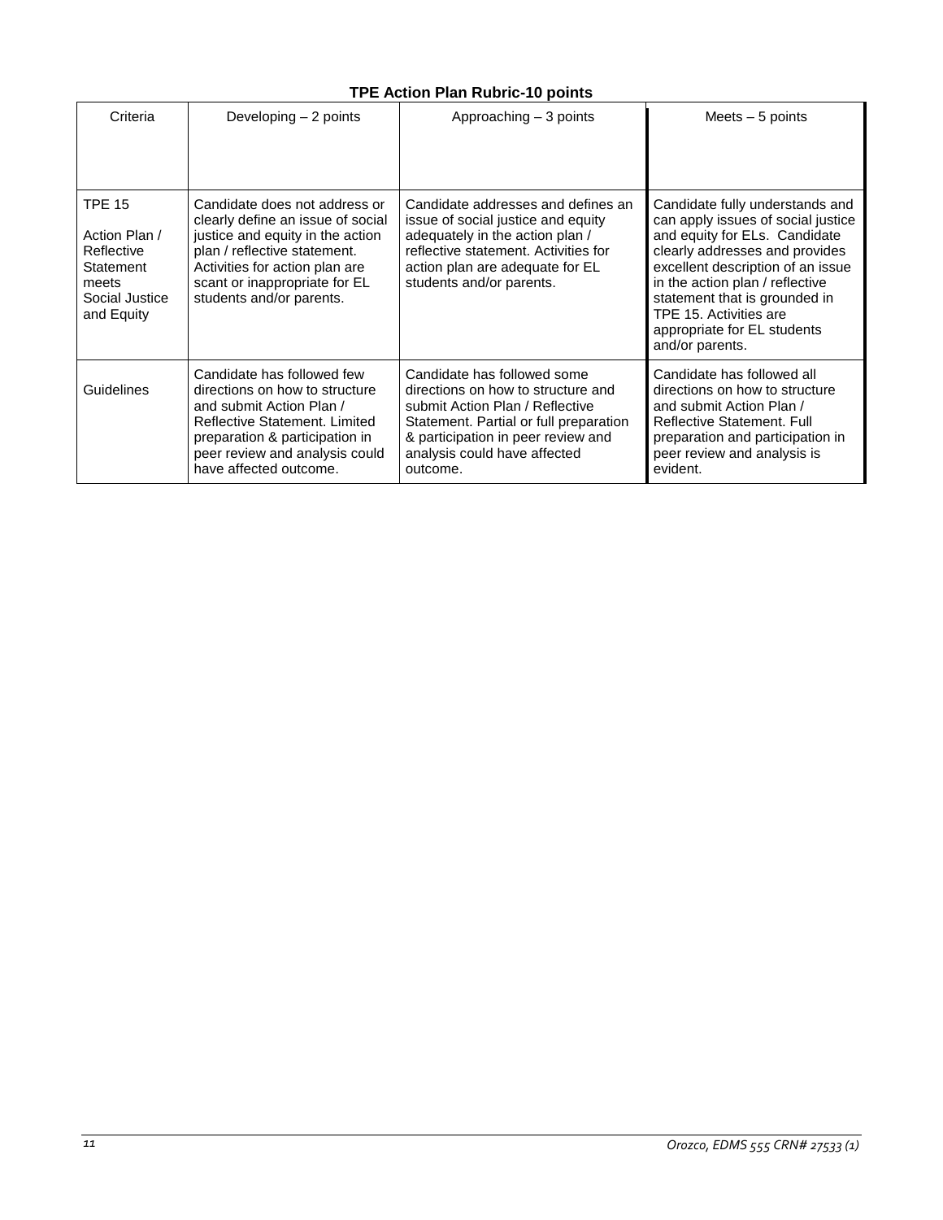### TPE Action Plan Rubric-10 points

| Criteria | Developing – 2 points | Approaching – 3 points | Meets – 5 points |
|---|---|---|---|
| TPE 15<br><br>Action Plan / Reflective Statement meets Social Justice and Equity | Candidate does not address or clearly define an issue of social justice and equity in the action plan / reflective statement. Activities for action plan are scant or inappropriate for EL students and/or parents. | Candidate addresses and defines an issue of social justice and equity adequately in the action plan / reflective statement. Activities for action plan are adequate for EL students and/or parents. | Candidate fully understands and can apply issues of social justice and equity for ELs. Candidate clearly addresses and provides excellent description of an issue in the action plan / reflective statement that is grounded in TPE 15. Activities are appropriate for EL students and/or parents. |
| Guidelines | Candidate has followed few directions on how to structure and submit Action Plan / Reflective Statement. Limited preparation & participation in peer review and analysis could have affected outcome. | Candidate has followed some directions on how to structure and submit Action Plan / Reflective Statement. Partial or full preparation & participation in peer review and analysis could have affected outcome. | Candidate has followed all directions on how to structure and submit Action Plan / Reflective Statement. Full preparation and participation in peer review and analysis is evident. |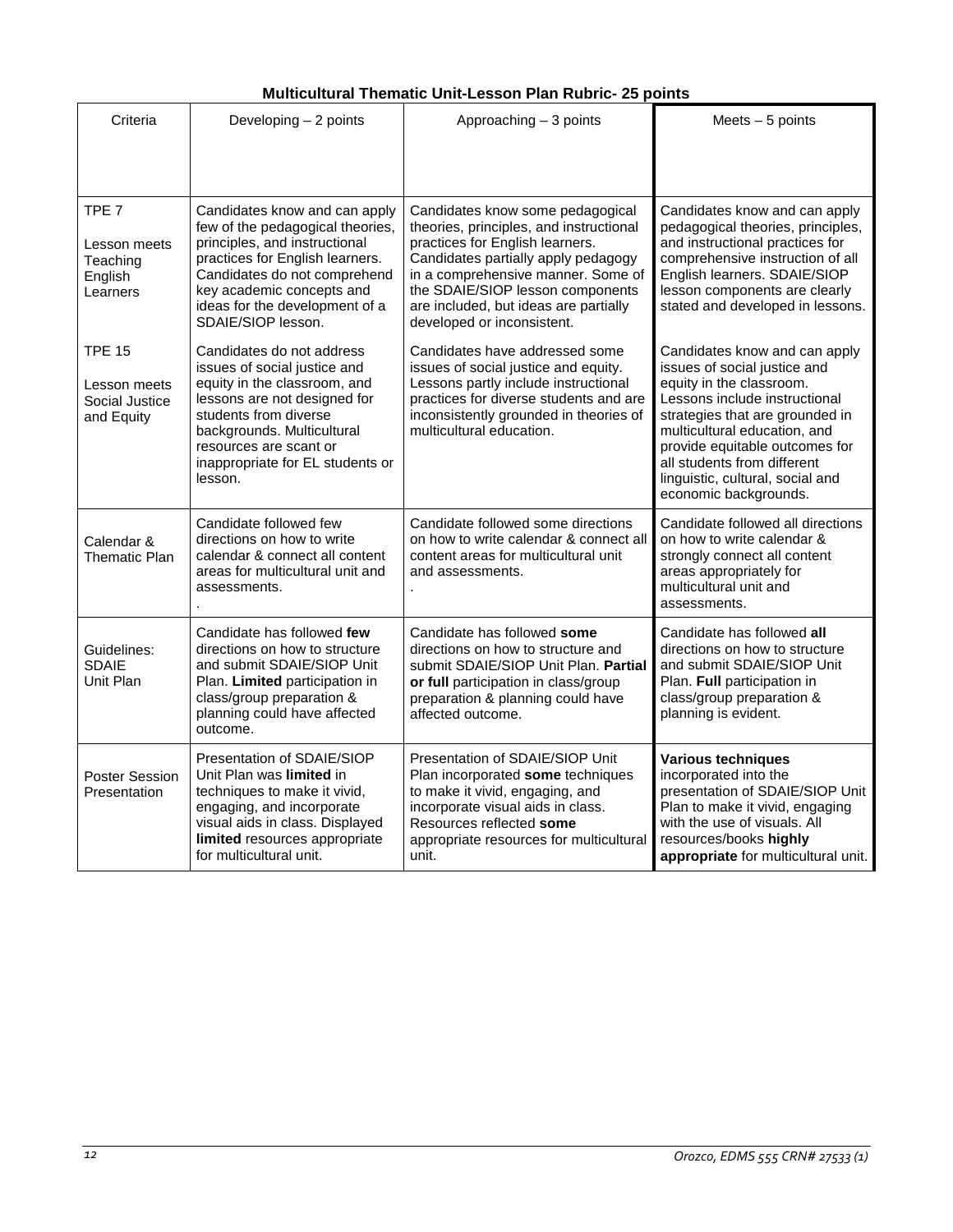**Multicultural Thematic Unit-Lesson Plan Rubric- 25 points**

| Criteria | Developing – 2 points | Approaching – 3 points | Meets – 5 points |
|---|---|---|---|
| TPE 7<br><br>Lesson meets Teaching English Learners | Candidates know and can apply few of the pedagogical theories, principles, and instructional practices for English learners. Candidates do not comprehend key academic concepts and ideas for the development of a SDAIE/SIOP lesson. | Candidates know some pedagogical theories, principles, and instructional practices for English learners. Candidates partially apply pedagogy in a comprehensive manner. Some of the SDAIE/SIOP lesson components are included, but ideas are partially developed or inconsistent. | Candidates know and can apply pedagogical theories, principles, and instructional practices for comprehensive instruction of all English learners. SDAIE/SIOP lesson components are clearly stated and developed in lessons. |
| TPE 15<br><br>Lesson meets Social Justice and Equity | Candidates do not address issues of social justice and equity in the classroom, and lessons are not designed for students from diverse backgrounds. Multicultural resources are scant or inappropriate for EL students or lesson. | Candidates have addressed some issues of social justice and equity. Lessons partly include instructional practices for diverse students and are inconsistently grounded in theories of multicultural education. | Candidates know and can apply issues of social justice and equity in the classroom. Lessons include instructional strategies that are grounded in multicultural education, and provide equitable outcomes for all students from different linguistic, cultural, social and economic backgrounds. |
| Calendar & Thematic Plan | Candidate followed few directions on how to write calendar & connect all content areas for multicultural unit and assessments.<br>. | Candidate followed some directions on how to write calendar & connect all content areas for multicultural unit and assessments.<br>. | Candidate followed all directions on how to write calendar & strongly connect all content areas appropriately for multicultural unit and assessments. |
| Guidelines: SDAIE Unit Plan | Candidate has followed **few** directions on how to structure and submit SDAIE/SIOP Unit Plan. **Limited** participation in class/group preparation & planning could have affected outcome. | Candidate has followed **some** directions on how to structure and submit SDAIE/SIOP Unit Plan. **Partial or full** participation in class/group preparation & planning could have affected outcome. | Candidate has followed **all** directions on how to structure and submit SDAIE/SIOP Unit Plan. **Full** participation in class/group preparation & planning is evident. |
| Poster Session Presentation | Presentation of SDAIE/SIOP Unit Plan was **limited** in techniques to make it vivid, engaging, and incorporate visual aids in class. Displayed **limited** resources appropriate for multicultural unit. | Presentation of SDAIE/SIOP Unit Plan incorporated **some** techniques to make it vivid, engaging, and incorporate visual aids in class. Resources reflected **some** appropriate resources for multicultural unit. | **Various techniques** incorporated into the presentation of SDAIE/SIOP Unit Plan to make it vivid, engaging with the use of visuals. All resources/books **highly appropriate** for multicultural unit. |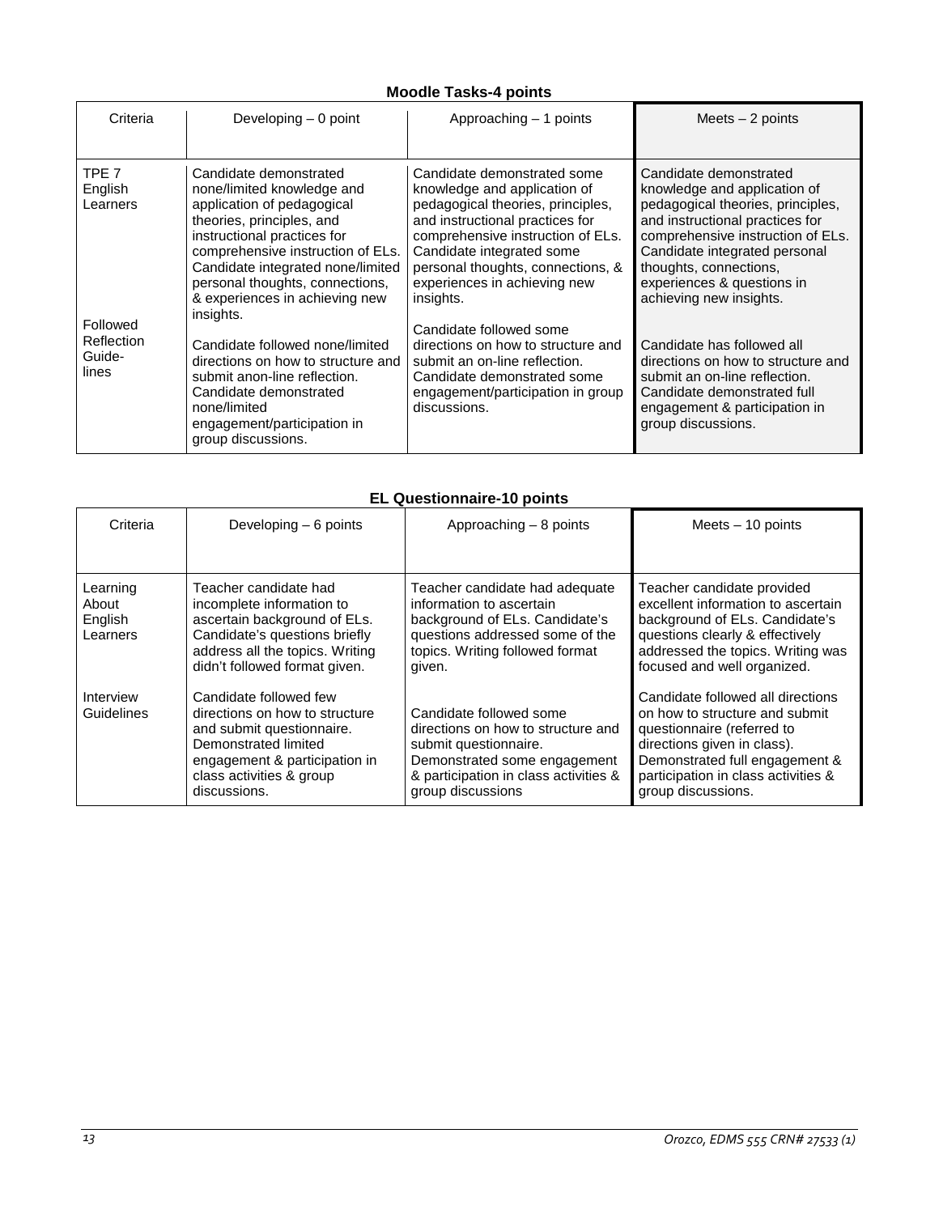**Moodle Tasks-4 points**

| Criteria | Developing – 0 point | Approaching – 1 points | Meets – 2 points |
|---|---|---|---|
| TPE 7 English Learners | Candidate demonstrated none/limited knowledge and application of pedagogical theories, principles, and instructional practices for comprehensive instruction of ELs. Candidate integrated none/limited personal thoughts, connections, & experiences in achieving new insights. | Candidate demonstrated some knowledge and application of pedagogical theories, principles, and instructional practices for comprehensive instruction of ELs. Candidate integrated some personal thoughts, connections, & experiences in achieving new insights. | Candidate demonstrated knowledge and application of pedagogical theories, principles, and instructional practices for comprehensive instruction of ELs. Candidate integrated personal thoughts, connections, experiences & questions in achieving new insights. |
| Followed Reflection Guide-lines | Candidate followed none/limited directions on how to structure and submit anon-line reflection. Candidate demonstrated none/limited engagement/participation in group discussions. | Candidate followed some directions on how to structure and submit an on-line reflection. Candidate demonstrated some engagement/participation in group discussions. | Candidate has followed all directions on how to structure and submit an on-line reflection. Candidate demonstrated full engagement & participation in group discussions. |

**EL Questionnaire-10 points**

| Criteria | Developing – 6 points | Approaching – 8 points | Meets – 10 points |
|---|---|---|---|
| Learning About English Learners | Teacher candidate had incomplete information to ascertain background of ELs. Candidate's questions briefly address all the topics. Writing didn't followed format given. | Teacher candidate had adequate information to ascertain background of ELs. Candidate's questions addressed some of the topics. Writing followed format given. | Teacher candidate provided excellent information to ascertain background of ELs. Candidate's questions clearly & effectively addressed the topics. Writing was focused and well organized. |
| Interview Guidelines | Candidate followed few directions on how to structure and submit questionnaire. Demonstrated limited engagement & participation in class activities & group discussions. | Candidate followed some directions on how to structure and submit questionnaire. Demonstrated some engagement & participation in class activities & group discussions | Candidate followed all directions on how to structure and submit questionnaire (referred to directions given in class). Demonstrated full engagement & participation in class activities & group discussions. |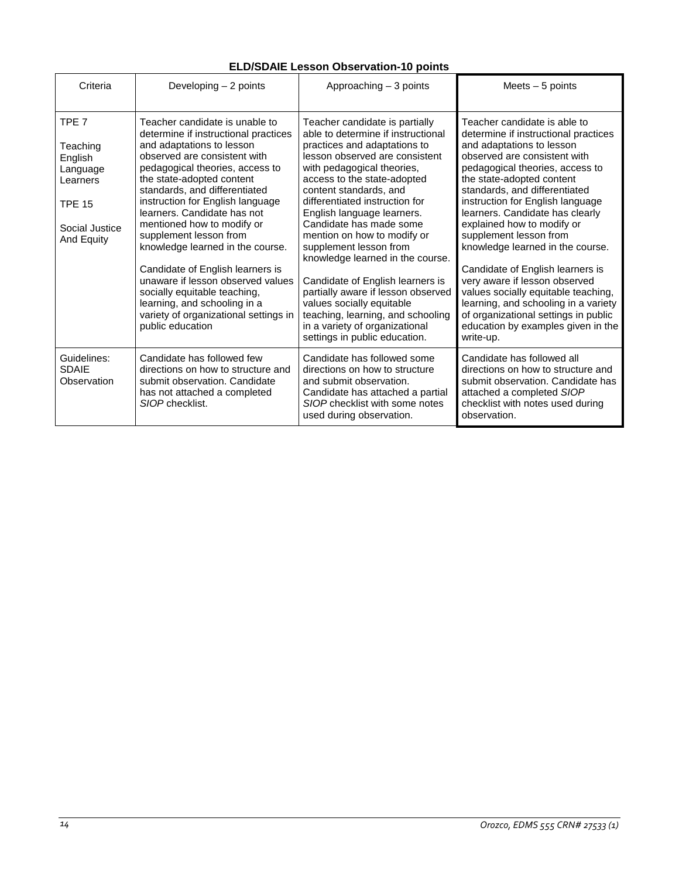**ELD/SDAIE Lesson Observation-10 points**

| Criteria | Developing – 2 points | Approaching – 3 points | Meets – 5 points |
|---|---|---|---|
| TPE 7<br><br>Teaching English Language Learners<br><br>TPE 15<br><br>Social Justice And Equity | Teacher candidate is unable to determine if instructional practices and adaptations to lesson observed are consistent with pedagogical theories, access to the state-adopted content standards, and differentiated instruction for English language learners. Candidate has not mentioned how to modify or supplement lesson from knowledge learned in the course.<br><br>Candidate of English learners is unaware if lesson observed values socially equitable teaching, learning, and schooling in a variety of organizational settings in public education | Teacher candidate is partially able to determine if instructional practices and adaptations to lesson observed are consistent with pedagogical theories, access to the state-adopted content standards, and differentiated instruction for English language learners. Candidate has made some mention on how to modify or supplement lesson from knowledge learned in the course.<br><br>Candidate of English learners is partially aware if lesson observed values socially equitable teaching, learning, and schooling in a variety of organizational settings in public education. | Teacher candidate is able to determine if instructional practices and adaptations to lesson observed are consistent with pedagogical theories, access to the state-adopted content standards, and differentiated instruction for English language learners. Candidate has clearly explained how to modify or supplement lesson from knowledge learned in the course.<br><br>Candidate of English learners is very aware if lesson observed values socially equitable teaching, learning, and schooling in a variety of organizational settings in public education by examples given in the write-up. |
| Guidelines: SDAIE Observation | Candidate has followed few directions on how to structure and submit observation. Candidate has not attached a completed *SIOP* checklist. | Candidate has followed some directions on how to structure and submit observation. Candidate has attached a partial *SIOP* checklist with some notes used during observation. | Candidate has followed all directions on how to structure and submit observation. Candidate has attached a completed *SIOP* checklist with notes used during observation. |